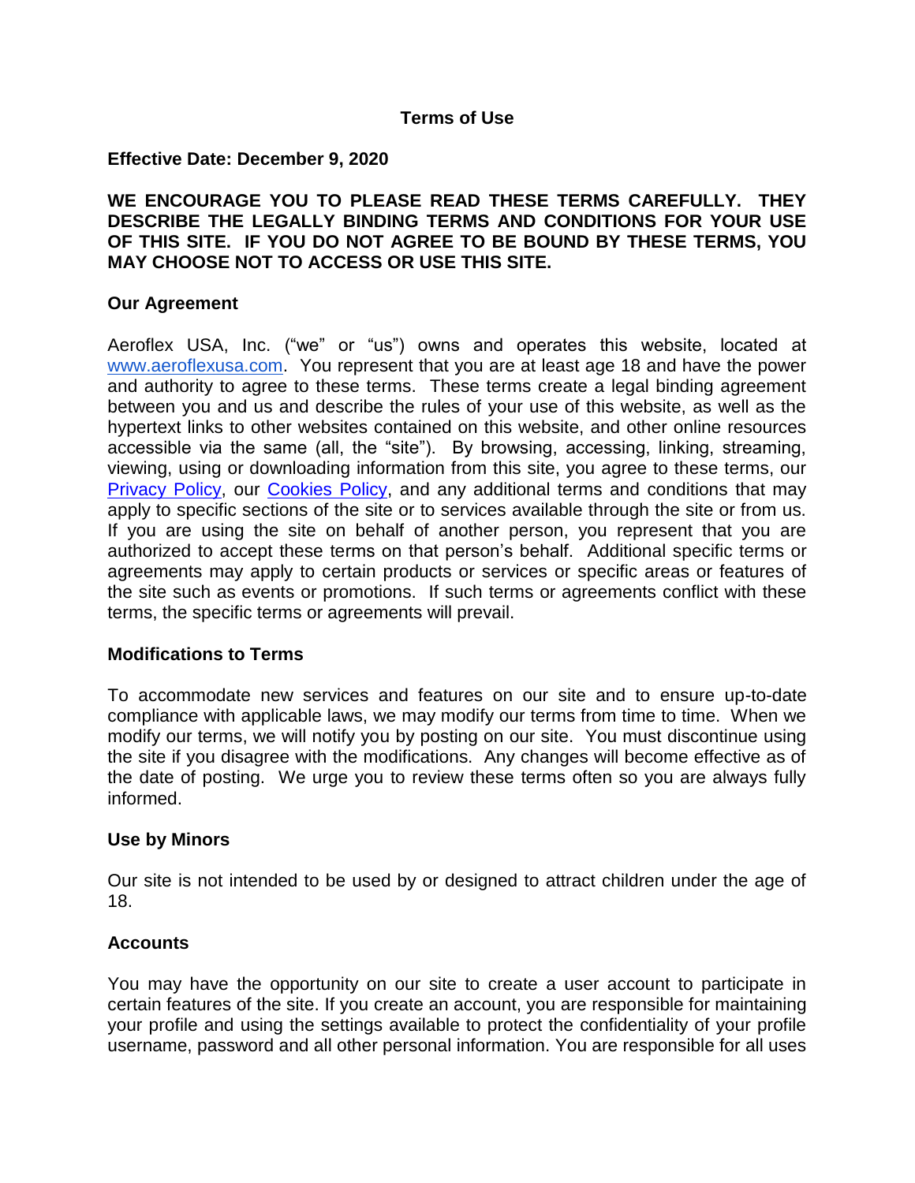# Terms of Use

**Effective Date: December 9, 2020**

**WE ENCOURAGE YOU TO PLEASE READ THESE TERMS CAREFULLY. THEY DESCRIBE THE LEGALLY BINDING TERMS AND CONDITIONS FOR YOUR USE OF THIS SITE. IF YOU DO NOT AGREE TO BE BOUND BY THESE TERMS, YOU MAY CHOOSE NOT TO ACCESS OR USE THIS SITE.**

## Our Agreement

Aeroflex USA, Inc. ("we" or "us") owns and operates this website, located at [www.aeroflexusa.com](www.aeroflexusa.com). You represent that you are at least age 18 and have the power and authority to agree to these terms. These terms create a legal binding agreement between you and us and describe the rules of your use of this website, as well as the hypertext links to other websites contained on this website, and other online resources accessible via the same (all, the "site"). By browsing, accessing, linking, streaming, viewing, using or downloading information from this site, you agree to these terms, our Privacy Policy, our Cookies Policy, and any additional terms and conditions that may apply to specific sections of the site or to services available through the site or from us. If you are using the site on behalf of another person, you represent that you are authorized to accept these terms on that person's behalf. Additional specific terms or agreements may apply to certain products or services or specific areas or features of the site such as events or promotions. If such terms or agreements conflict with these terms, the specific terms or agreements will prevail.

## Modifications to Terms

To accommodate new services and features on our site and to ensure up-to-date compliance with applicable laws, we may modify our terms from time to time. When we modify our terms, we will notify you by posting on our site. You must discontinue using the site if you disagree with the modifications. Any changes will become effective as of the date of posting. We urge you to review these terms often so you are always fully informed.

## Use by Minors

Our site is not intended to be used by or designed to attract children under the age of 18.

## Accounts

You may have the opportunity on our site to create a user account to participate in certain features of the site. If you create an account, you are responsible for maintaining your profile and using the settings available to protect the confidentiality of your profile username, password and all other personal information. You are responsible for all uses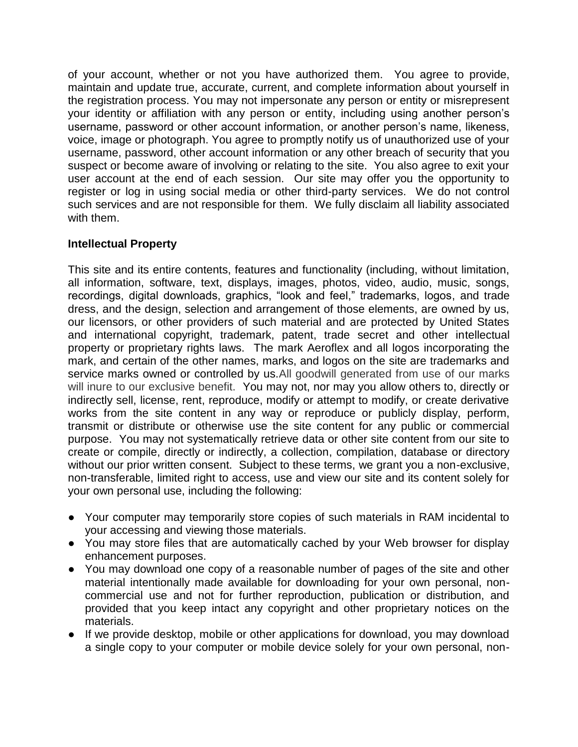of your account, whether or not you have authorized them. You agree to provide, maintain and update true, accurate, current, and complete information about yourself in the registration process. You may not impersonate any person or entity or misrepresent your identity or affiliation with any person or entity, including using another person's username, password or other account information, or another person's name, likeness, voice, image or photograph. You agree to promptly notify us of unauthorized use of your username, password, other account information or any other breach of security that you suspect or become aware of involving or relating to the site. You also agree to exit your user account at the end of each session. Our site may offer you the opportunity to register or log in using social media or other third-party services. We do not control such services and are not responsible for them. We fully disclaim all liability associated with them.

**Intellectual Property**

This site and its entire contents, features and functionality (including, without limitation, all information, software, text, displays, images, photos, video, audio, music, songs, recordings, digital downloads, graphics, "look and feel," trademarks, logos, and trade dress, and the design, selection and arrangement of those elements, are owned by us, our licensors, or other providers of such material and are protected by United States and international copyright, trademark, patent, trade secret and other intellectual property or proprietary rights laws. The mark Aeroflex and all logos incorporating the mark, and certain of the other names, marks, and logos on the site are trademarks and service marks owned or controlled by us. All goodwill generated from use of our marks will inure to our exclusive benefit. You may not, nor may you allow others to, directly or indirectly sell, license, rent, reproduce, modify or attempt to modify, or create derivative works from the site content in any way or reproduce or publicly display, perform, transmit or distribute or otherwise use the site content for any public or commercial purpose. You may not systematically retrieve data or other site content from our site to create or compile, directly or indirectly, a collection, compilation, database or directory without our prior written consent. Subject to these terms, we grant you a non-exclusive, non-transferable, limited right to access, use and view our site and its content solely for your own personal use, including the following:

- Your computer may temporarily store copies of such materials in RAM incidental to your accessing and viewing those materials.
- You may store files that are automatically cached by your Web browser for display enhancement purposes.
- You may download one copy of a reasonable number of pages of the site and other material intentionally made available for downloading for your own personal, non-commercial use and not for further reproduction, publication or distribution, and provided that you keep intact any copyright and other proprietary notices on the materials.
- If we provide desktop, mobile or other applications for download, you may download a single copy to your computer or mobile device solely for your own personal, non-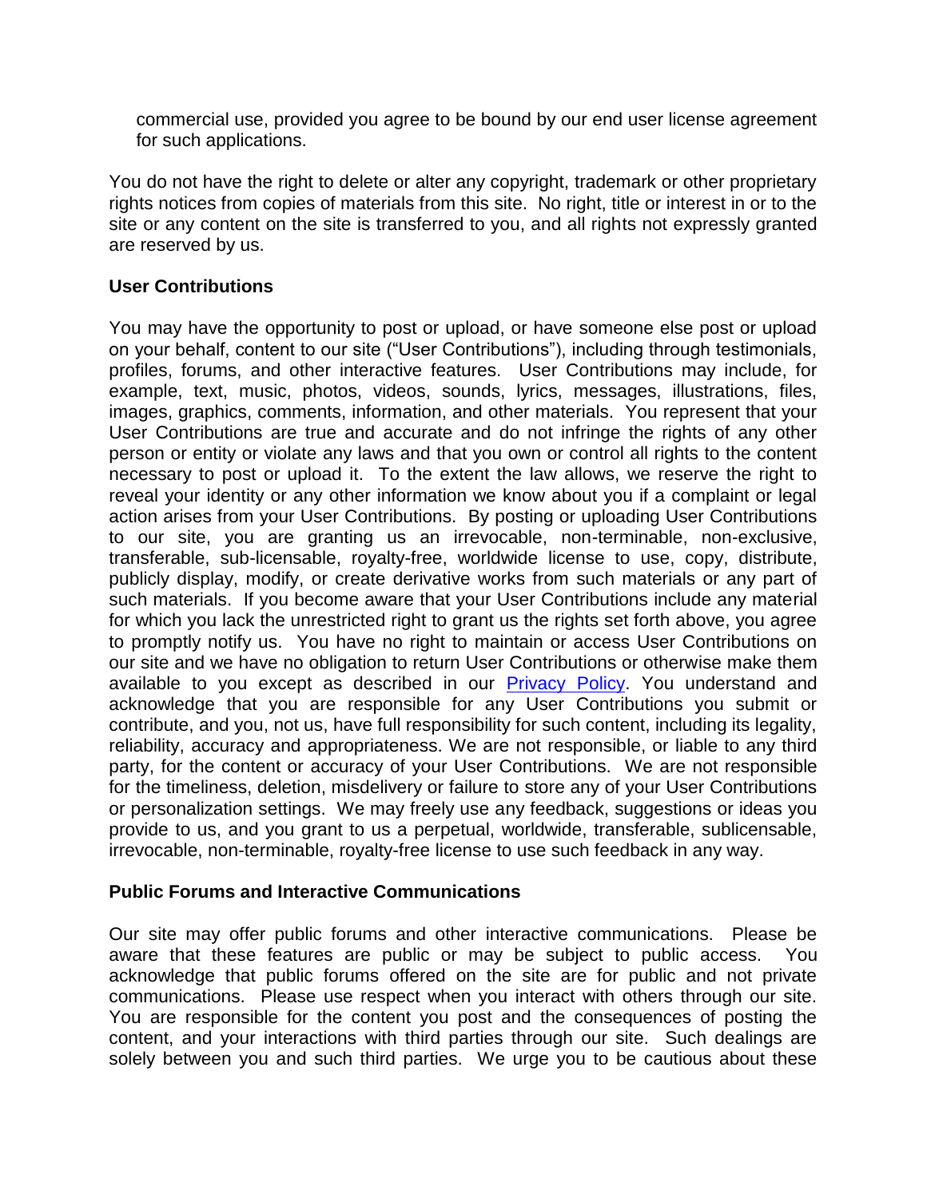commercial use, provided you agree to be bound by our end user license agreement for such applications.

You do not have the right to delete or alter any copyright, trademark or other proprietary rights notices from copies of materials from this site. No right, title or interest in or to the site or any content on the site is transferred to you, and all rights not expressly granted are reserved by us.

**User Contributions**

You may have the opportunity to post or upload, or have someone else post or upload on your behalf, content to our site ("User Contributions"), including through testimonials, profiles, forums, and other interactive features. User Contributions may include, for example, text, music, photos, videos, sounds, lyrics, messages, illustrations, files, images, graphics, comments, information, and other materials. You represent that your User Contributions are true and accurate and do not infringe the rights of any other person or entity or violate any laws and that you own or control all rights to the content necessary to post or upload it. To the extent the law allows, we reserve the right to reveal your identity or any other information we know about you if a complaint or legal action arises from your User Contributions. By posting or uploading User Contributions to our site, you are granting us an irrevocable, non-terminable, non-exclusive, transferable, sub-licensable, royalty-free, worldwide license to use, copy, distribute, publicly display, modify, or create derivative works from such materials or any part of such materials. If you become aware that your User Contributions include any material for which you lack the unrestricted right to grant us the rights set forth above, you agree to promptly notify us. You have no right to maintain or access User Contributions on our site and we have no obligation to return User Contributions or otherwise make them available to you except as described in our [Privacy Policy](). You understand and acknowledge that you are responsible for any User Contributions you submit or contribute, and you, not us, have full responsibility for such content, including its legality, reliability, accuracy and appropriateness. We are not responsible, or liable to any third party, for the content or accuracy of your User Contributions. We are not responsible for the timeliness, deletion, misdelivery or failure to store any of your User Contributions or personalization settings. We may freely use any feedback, suggestions or ideas you provide to us, and you grant to us a perpetual, worldwide, transferable, sublicensable, irrevocable, non-terminable, royalty-free license to use such feedback in any way.

**Public Forums and Interactive Communications**

Our site may offer public forums and other interactive communications. Please be aware that these features are public or may be subject to public access. You acknowledge that public forums offered on the site are for public and not private communications. Please use respect when you interact with others through our site. You are responsible for the content you post and the consequences of posting the content, and your interactions with third parties through our site. Such dealings are solely between you and such third parties. We urge you to be cautious about these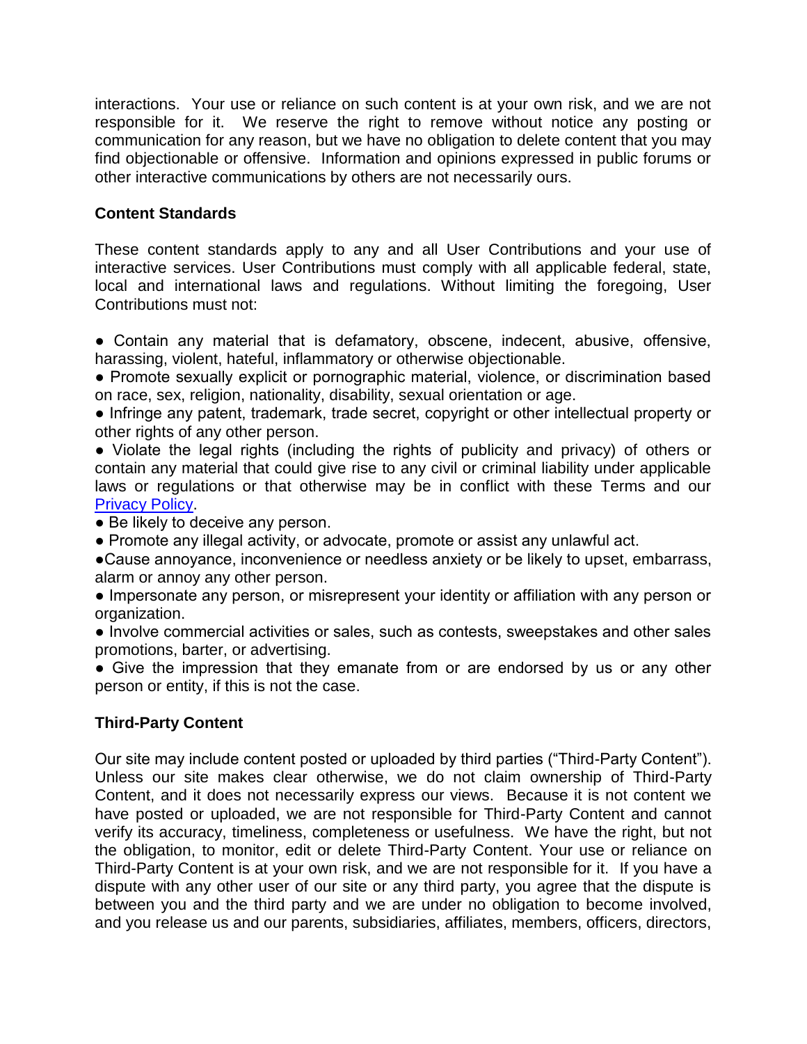interactions. Your use or reliance on such content is at your own risk, and we are not responsible for it. We reserve the right to remove without notice any posting or communication for any reason, but we have no obligation to delete content that you may find objectionable or offensive. Information and opinions expressed in public forums or other interactive communications by others are not necessarily ours.

**Content Standards**

These content standards apply to any and all User Contributions and your use of interactive services. User Contributions must comply with all applicable federal, state, local and international laws and regulations. Without limiting the foregoing, User Contributions must not:

- Contain any material that is defamatory, obscene, indecent, abusive, offensive, harassing, violent, hateful, inflammatory or otherwise objectionable.
- Promote sexually explicit or pornographic material, violence, or discrimination based on race, sex, religion, nationality, disability, sexual orientation or age.
- Infringe any patent, trademark, trade secret, copyright or other intellectual property or other rights of any other person.
- Violate the legal rights (including the rights of publicity and privacy) of others or contain any material that could give rise to any civil or criminal liability under applicable laws or regulations or that otherwise may be in conflict with these Terms and our Privacy Policy.
- Be likely to deceive any person.
- Promote any illegal activity, or advocate, promote or assist any unlawful act.
- Cause annoyance, inconvenience or needless anxiety or be likely to upset, embarrass, alarm or annoy any other person.
- Impersonate any person, or misrepresent your identity or affiliation with any person or organization.
- Involve commercial activities or sales, such as contests, sweepstakes and other sales promotions, barter, or advertising.
- Give the impression that they emanate from or are endorsed by us or any other person or entity, if this is not the case.

**Third-Party Content**

Our site may include content posted or uploaded by third parties ("Third-Party Content"). Unless our site makes clear otherwise, we do not claim ownership of Third-Party Content, and it does not necessarily express our views. Because it is not content we have posted or uploaded, we are not responsible for Third-Party Content and cannot verify its accuracy, timeliness, completeness or usefulness. We have the right, but not the obligation, to monitor, edit or delete Third-Party Content. Your use or reliance on Third-Party Content is at your own risk, and we are not responsible for it. If you have a dispute with any other user of our site or any third party, you agree that the dispute is between you and the third party and we are under no obligation to become involved, and you release us and our parents, subsidiaries, affiliates, members, officers, directors,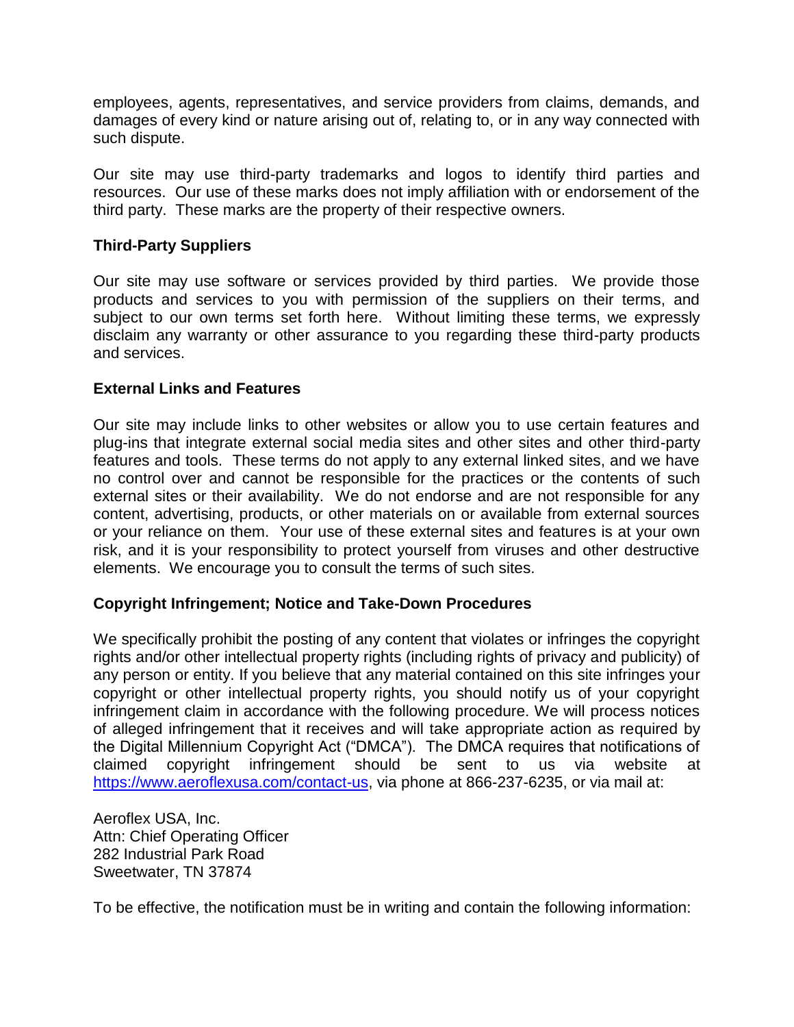employees, agents, representatives, and service providers from claims, demands, and damages of every kind or nature arising out of, relating to, or in any way connected with such dispute.

Our site may use third-party trademarks and logos to identify third parties and resources. Our use of these marks does not imply affiliation with or endorsement of the third party. These marks are the property of their respective owners.

**Third-Party Suppliers**

Our site may use software or services provided by third parties. We provide those products and services to you with permission of the suppliers on their terms, and subject to our own terms set forth here. Without limiting these terms, we expressly disclaim any warranty or other assurance to you regarding these third-party products and services.

**External Links and Features**

Our site may include links to other websites or allow you to use certain features and plug-ins that integrate external social media sites and other sites and other third-party features and tools. These terms do not apply to any external linked sites, and we have no control over and cannot be responsible for the practices or the contents of such external sites or their availability. We do not endorse and are not responsible for any content, advertising, products, or other materials on or available from external sources or your reliance on them. Your use of these external sites and features is at your own risk, and it is your responsibility to protect yourself from viruses and other destructive elements. We encourage you to consult the terms of such sites.

**Copyright Infringement; Notice and Take-Down Procedures**

We specifically prohibit the posting of any content that violates or infringes the copyright rights and/or other intellectual property rights (including rights of privacy and publicity) of any person or entity. If you believe that any material contained on this site infringes your copyright or other intellectual property rights, you should notify us of your copyright infringement claim in accordance with the following procedure. We will process notices of alleged infringement that it receives and will take appropriate action as required by the Digital Millennium Copyright Act ("DMCA"). The DMCA requires that notifications of claimed copyright infringement should be sent to us via website at https://www.aeroflexusa.com/contact-us, via phone at 866-237-6235, or via mail at:

Aeroflex USA, Inc.
Attn: Chief Operating Officer
282 Industrial Park Road
Sweetwater, TN 37874

To be effective, the notification must be in writing and contain the following information: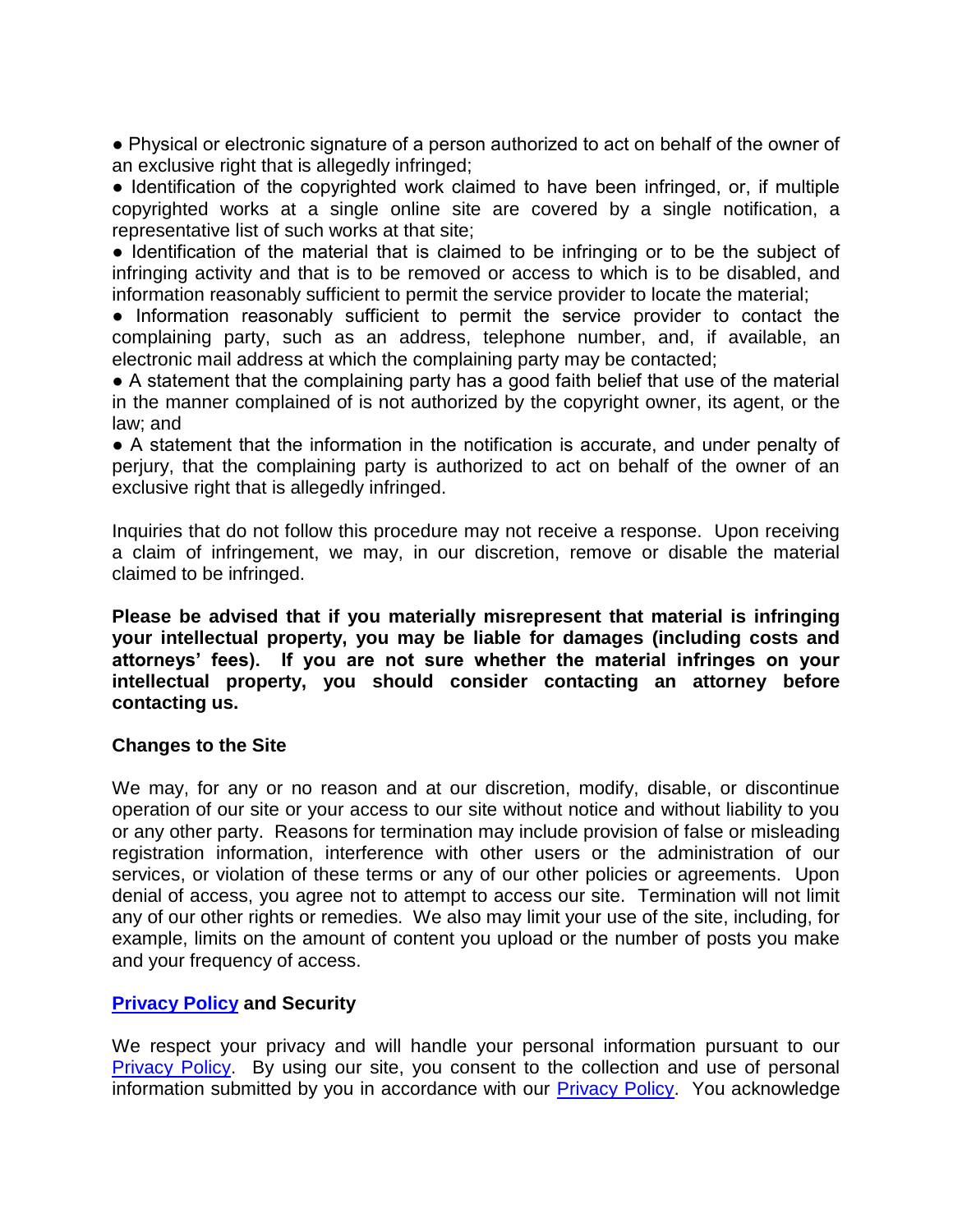- Physical or electronic signature of a person authorized to act on behalf of the owner of an exclusive right that is allegedly infringed;
- Identification of the copyrighted work claimed to have been infringed, or, if multiple copyrighted works at a single online site are covered by a single notification, a representative list of such works at that site;
- Identification of the material that is claimed to be infringing or to be the subject of infringing activity and that is to be removed or access to which is to be disabled, and information reasonably sufficient to permit the service provider to locate the material;
- Information reasonably sufficient to permit the service provider to contact the complaining party, such as an address, telephone number, and, if available, an electronic mail address at which the complaining party may be contacted;
- A statement that the complaining party has a good faith belief that use of the material in the manner complained of is not authorized by the copyright owner, its agent, or the law; and
- A statement that the information in the notification is accurate, and under penalty of perjury, that the complaining party is authorized to act on behalf of the owner of an exclusive right that is allegedly infringed.

Inquiries that do not follow this procedure may not receive a response. Upon receiving a claim of infringement, we may, in our discretion, remove or disable the material claimed to be infringed.

**Please be advised that if you materially misrepresent that material is infringing your intellectual property, you may be liable for damages (including costs and attorneys' fees). If you are not sure whether the material infringes on your intellectual property, you should consider contacting an attorney before contacting us.**

### Changes to the Site

We may, for any or no reason and at our discretion, modify, disable, or discontinue operation of our site or your access to our site without notice and without liability to you or any other party. Reasons for termination may include provision of false or misleading registration information, interference with other users or the administration of our services, or violation of these terms or any of our other policies or agreements. Upon denial of access, you agree not to attempt to access our site. Termination will not limit any of our other rights or remedies. We also may limit your use of the site, including, for example, limits on the amount of content you upload or the number of posts you make and your frequency of access.

### Privacy Policy and Security

We respect your privacy and will handle your personal information pursuant to our Privacy Policy. By using our site, you consent to the collection and use of personal information submitted by you in accordance with our Privacy Policy. You acknowledge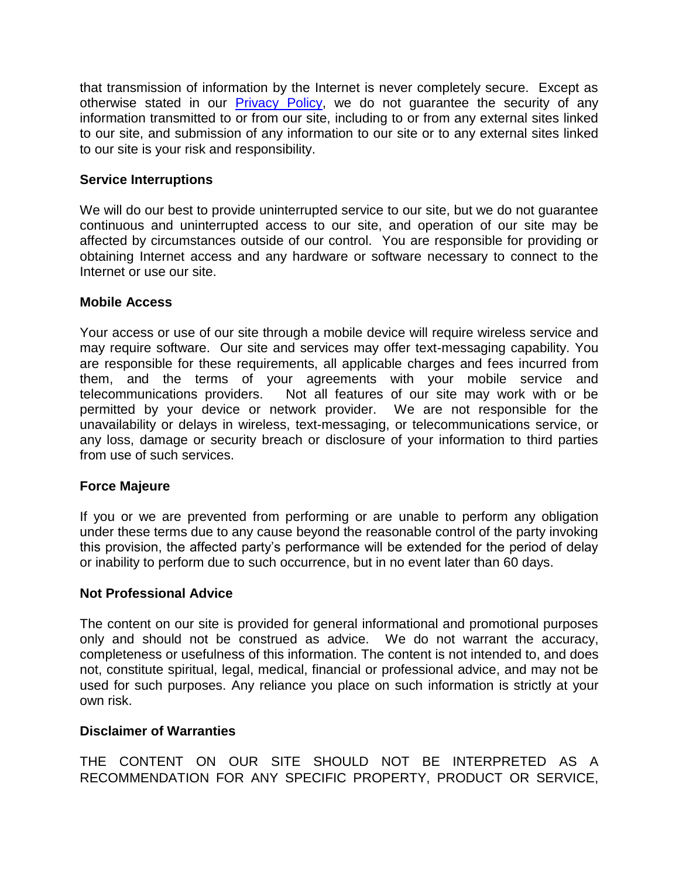that transmission of information by the Internet is never completely secure. Except as otherwise stated in our [Privacy Policy](), we do not guarantee the security of any information transmitted to or from our site, including to or from any external sites linked to our site, and submission of any information to our site or to any external sites linked to our site is your risk and responsibility.

**Service Interruptions**

We will do our best to provide uninterrupted service to our site, but we do not guarantee continuous and uninterrupted access to our site, and operation of our site may be affected by circumstances outside of our control. You are responsible for providing or obtaining Internet access and any hardware or software necessary to connect to the Internet or use our site.

**Mobile Access**

Your access or use of our site through a mobile device will require wireless service and may require software. Our site and services may offer text-messaging capability. You are responsible for these requirements, all applicable charges and fees incurred from them, and the terms of your agreements with your mobile service and telecommunications providers. Not all features of our site may work with or be permitted by your device or network provider. We are not responsible for the unavailability or delays in wireless, text-messaging, or telecommunications service, or any loss, damage or security breach or disclosure of your information to third parties from use of such services.

**Force Majeure**

If you or we are prevented from performing or are unable to perform any obligation under these terms due to any cause beyond the reasonable control of the party invoking this provision, the affected party's performance will be extended for the period of delay or inability to perform due to such occurrence, but in no event later than 60 days.

**Not Professional Advice**

The content on our site is provided for general informational and promotional purposes only and should not be construed as advice. We do not warrant the accuracy, completeness or usefulness of this information. The content is not intended to, and does not, constitute spiritual, legal, medical, financial or professional advice, and may not be used for such purposes. Any reliance you place on such information is strictly at your own risk.

**Disclaimer of Warranties**

THE CONTENT ON OUR SITE SHOULD NOT BE INTERPRETED AS A RECOMMENDATION FOR ANY SPECIFIC PROPERTY, PRODUCT OR SERVICE,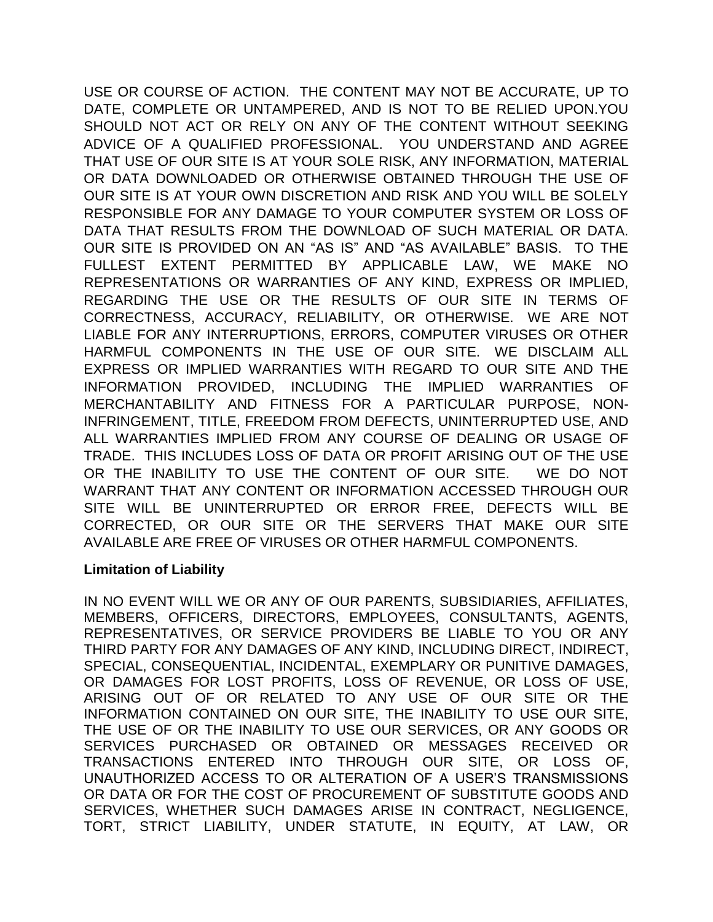USE OR COURSE OF ACTION. THE CONTENT MAY NOT BE ACCURATE, UP TO DATE, COMPLETE OR UNTAMPERED, AND IS NOT TO BE RELIED UPON.YOU SHOULD NOT ACT OR RELY ON ANY OF THE CONTENT WITHOUT SEEKING ADVICE OF A QUALIFIED PROFESSIONAL. YOU UNDERSTAND AND AGREE THAT USE OF OUR SITE IS AT YOUR SOLE RISK, ANY INFORMATION, MATERIAL OR DATA DOWNLOADED OR OTHERWISE OBTAINED THROUGH THE USE OF OUR SITE IS AT YOUR OWN DISCRETION AND RISK AND YOU WILL BE SOLELY RESPONSIBLE FOR ANY DAMAGE TO YOUR COMPUTER SYSTEM OR LOSS OF DATA THAT RESULTS FROM THE DOWNLOAD OF SUCH MATERIAL OR DATA. OUR SITE IS PROVIDED ON AN "AS IS" AND "AS AVAILABLE" BASIS. TO THE FULLEST EXTENT PERMITTED BY APPLICABLE LAW, WE MAKE NO REPRESENTATIONS OR WARRANTIES OF ANY KIND, EXPRESS OR IMPLIED, REGARDING THE USE OR THE RESULTS OF OUR SITE IN TERMS OF CORRECTNESS, ACCURACY, RELIABILITY, OR OTHERWISE. WE ARE NOT LIABLE FOR ANY INTERRUPTIONS, ERRORS, COMPUTER VIRUSES OR OTHER HARMFUL COMPONENTS IN THE USE OF OUR SITE. WE DISCLAIM ALL EXPRESS OR IMPLIED WARRANTIES WITH REGARD TO OUR SITE AND THE INFORMATION PROVIDED, INCLUDING THE IMPLIED WARRANTIES OF MERCHANTABILITY AND FITNESS FOR A PARTICULAR PURPOSE, NON-INFRINGEMENT, TITLE, FREEDOM FROM DEFECTS, UNINTERRUPTED USE, AND ALL WARRANTIES IMPLIED FROM ANY COURSE OF DEALING OR USAGE OF TRADE. THIS INCLUDES LOSS OF DATA OR PROFIT ARISING OUT OF THE USE OR THE INABILITY TO USE THE CONTENT OF OUR SITE. WE DO NOT WARRANT THAT ANY CONTENT OR INFORMATION ACCESSED THROUGH OUR SITE WILL BE UNINTERRUPTED OR ERROR FREE, DEFECTS WILL BE CORRECTED, OR OUR SITE OR THE SERVERS THAT MAKE OUR SITE AVAILABLE ARE FREE OF VIRUSES OR OTHER HARMFUL COMPONENTS.

**Limitation of Liability**

IN NO EVENT WILL WE OR ANY OF OUR PARENTS, SUBSIDIARIES, AFFILIATES, MEMBERS, OFFICERS, DIRECTORS, EMPLOYEES, CONSULTANTS, AGENTS, REPRESENTATIVES, OR SERVICE PROVIDERS BE LIABLE TO YOU OR ANY THIRD PARTY FOR ANY DAMAGES OF ANY KIND, INCLUDING DIRECT, INDIRECT, SPECIAL, CONSEQUENTIAL, INCIDENTAL, EXEMPLARY OR PUNITIVE DAMAGES, OR DAMAGES FOR LOST PROFITS, LOSS OF REVENUE, OR LOSS OF USE, ARISING OUT OF OR RELATED TO ANY USE OF OUR SITE OR THE INFORMATION CONTAINED ON OUR SITE, THE INABILITY TO USE OUR SITE, THE USE OF OR THE INABILITY TO USE OUR SERVICES, OR ANY GOODS OR SERVICES PURCHASED OR OBTAINED OR MESSAGES RECEIVED OR TRANSACTIONS ENTERED INTO THROUGH OUR SITE, OR LOSS OF, UNAUTHORIZED ACCESS TO OR ALTERATION OF A USER'S TRANSMISSIONS OR DATA OR FOR THE COST OF PROCUREMENT OF SUBSTITUTE GOODS AND SERVICES, WHETHER SUCH DAMAGES ARISE IN CONTRACT, NEGLIGENCE, TORT, STRICT LIABILITY, UNDER STATUTE, IN EQUITY, AT LAW, OR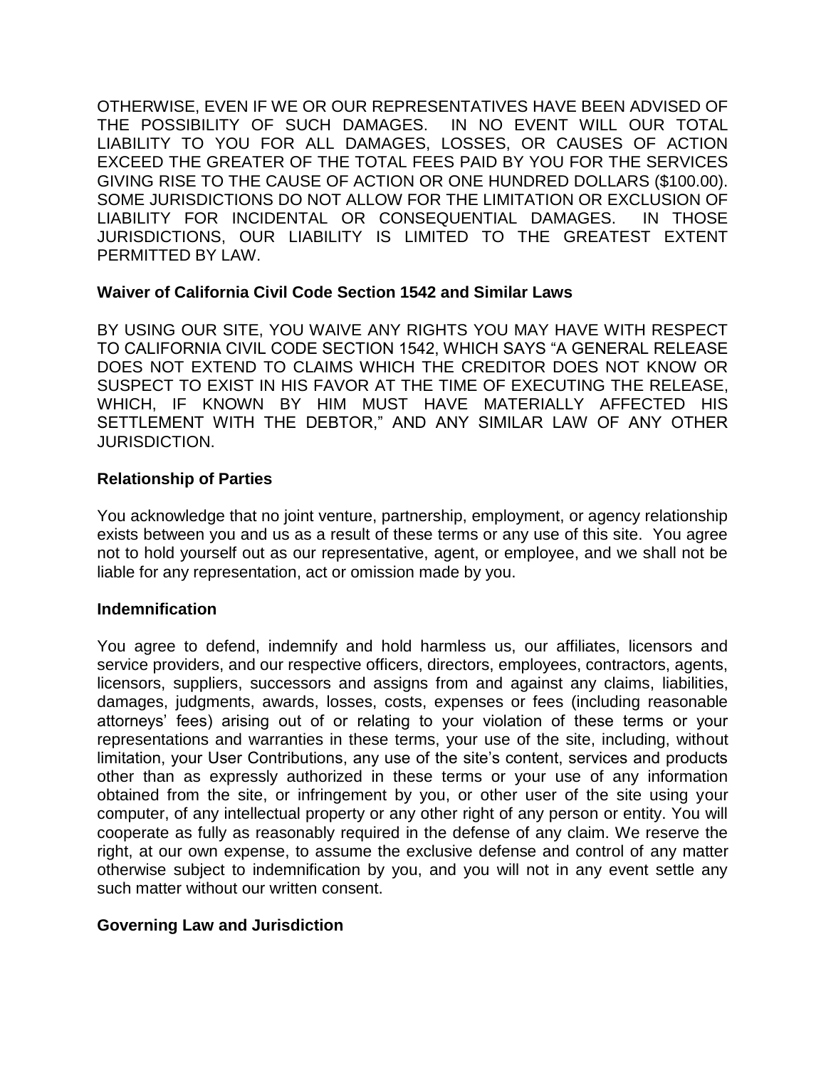OTHERWISE, EVEN IF WE OR OUR REPRESENTATIVES HAVE BEEN ADVISED OF THE POSSIBILITY OF SUCH DAMAGES. IN NO EVENT WILL OUR TOTAL LIABILITY TO YOU FOR ALL DAMAGES, LOSSES, OR CAUSES OF ACTION EXCEED THE GREATER OF THE TOTAL FEES PAID BY YOU FOR THE SERVICES GIVING RISE TO THE CAUSE OF ACTION OR ONE HUNDRED DOLLARS ($100.00). SOME JURISDICTIONS DO NOT ALLOW FOR THE LIMITATION OR EXCLUSION OF LIABILITY FOR INCIDENTAL OR CONSEQUENTIAL DAMAGES. IN THOSE JURISDICTIONS, OUR LIABILITY IS LIMITED TO THE GREATEST EXTENT PERMITTED BY LAW.

**Waiver of California Civil Code Section 1542 and Similar Laws**

BY USING OUR SITE, YOU WAIVE ANY RIGHTS YOU MAY HAVE WITH RESPECT TO CALIFORNIA CIVIL CODE SECTION 1542, WHICH SAYS "A GENERAL RELEASE DOES NOT EXTEND TO CLAIMS WHICH THE CREDITOR DOES NOT KNOW OR SUSPECT TO EXIST IN HIS FAVOR AT THE TIME OF EXECUTING THE RELEASE, WHICH, IF KNOWN BY HIM MUST HAVE MATERIALLY AFFECTED HIS SETTLEMENT WITH THE DEBTOR," AND ANY SIMILAR LAW OF ANY OTHER JURISDICTION.

**Relationship of Parties**

You acknowledge that no joint venture, partnership, employment, or agency relationship exists between you and us as a result of these terms or any use of this site. You agree not to hold yourself out as our representative, agent, or employee, and we shall not be liable for any representation, act or omission made by you.

**Indemnification**

You agree to defend, indemnify and hold harmless us, our affiliates, licensors and service providers, and our respective officers, directors, employees, contractors, agents, licensors, suppliers, successors and assigns from and against any claims, liabilities, damages, judgments, awards, losses, costs, expenses or fees (including reasonable attorneys' fees) arising out of or relating to your violation of these terms or your representations and warranties in these terms, your use of the site, including, without limitation, your User Contributions, any use of the site's content, services and products other than as expressly authorized in these terms or your use of any information obtained from the site, or infringement by you, or other user of the site using your computer, of any intellectual property or any other right of any person or entity. You will cooperate as fully as reasonably required in the defense of any claim. We reserve the right, at our own expense, to assume the exclusive defense and control of any matter otherwise subject to indemnification by you, and you will not in any event settle any such matter without our written consent.

**Governing Law and Jurisdiction**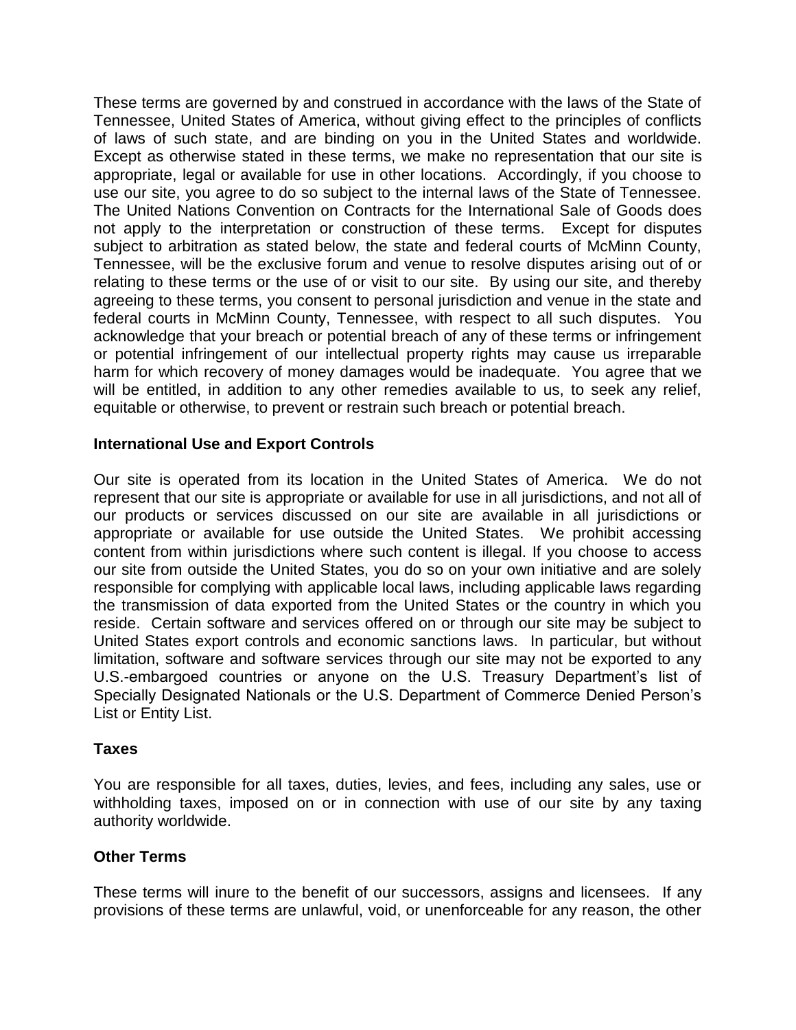These terms are governed by and construed in accordance with the laws of the State of Tennessee, United States of America, without giving effect to the principles of conflicts of laws of such state, and are binding on you in the United States and worldwide. Except as otherwise stated in these terms, we make no representation that our site is appropriate, legal or available for use in other locations. Accordingly, if you choose to use our site, you agree to do so subject to the internal laws of the State of Tennessee. The United Nations Convention on Contracts for the International Sale of Goods does not apply to the interpretation or construction of these terms. Except for disputes subject to arbitration as stated below, the state and federal courts of McMinn County, Tennessee, will be the exclusive forum and venue to resolve disputes arising out of or relating to these terms or the use of or visit to our site. By using our site, and thereby agreeing to these terms, you consent to personal jurisdiction and venue in the state and federal courts in McMinn County, Tennessee, with respect to all such disputes. You acknowledge that your breach or potential breach of any of these terms or infringement or potential infringement of our intellectual property rights may cause us irreparable harm for which recovery of money damages would be inadequate. You agree that we will be entitled, in addition to any other remedies available to us, to seek any relief, equitable or otherwise, to prevent or restrain such breach or potential breach.

**International Use and Export Controls**

Our site is operated from its location in the United States of America. We do not represent that our site is appropriate or available for use in all jurisdictions, and not all of our products or services discussed on our site are available in all jurisdictions or appropriate or available for use outside the United States. We prohibit accessing content from within jurisdictions where such content is illegal. If you choose to access our site from outside the United States, you do so on your own initiative and are solely responsible for complying with applicable local laws, including applicable laws regarding the transmission of data exported from the United States or the country in which you reside. Certain software and services offered on or through our site may be subject to United States export controls and economic sanctions laws. In particular, but without limitation, software and software services through our site may not be exported to any U.S.-embargoed countries or anyone on the U.S. Treasury Department's list of Specially Designated Nationals or the U.S. Department of Commerce Denied Person's List or Entity List.

**Taxes**

You are responsible for all taxes, duties, levies, and fees, including any sales, use or withholding taxes, imposed on or in connection with use of our site by any taxing authority worldwide.

**Other Terms**

These terms will inure to the benefit of our successors, assigns and licensees. If any provisions of these terms are unlawful, void, or unenforceable for any reason, the other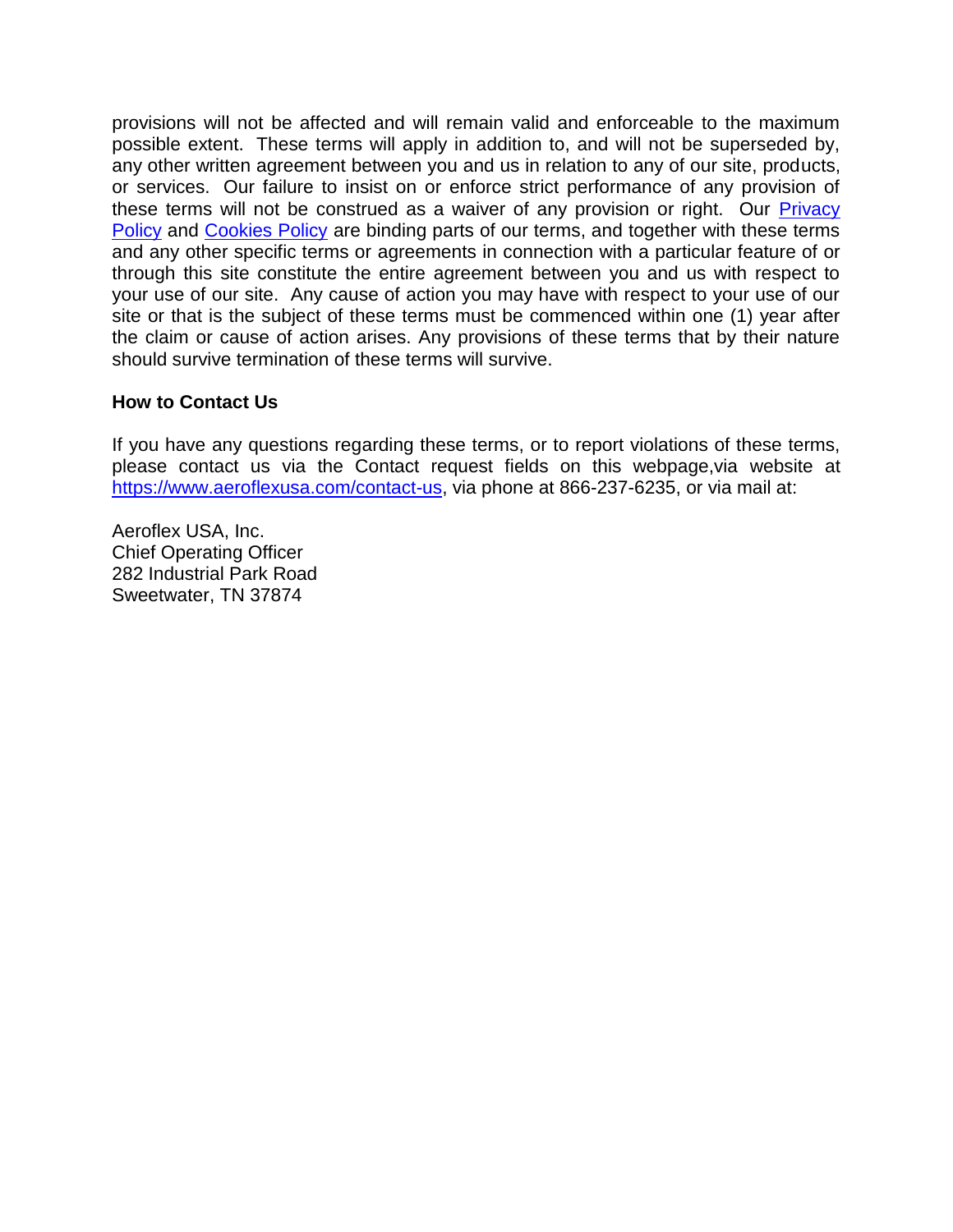provisions will not be affected and will remain valid and enforceable to the maximum possible extent. These terms will apply in addition to, and will not be superseded by, any other written agreement between you and us in relation to any of our site, products, or services. Our failure to insist on or enforce strict performance of any provision of these terms will not be construed as a waiver of any provision or right. Our [Privacy Policy]() and [Cookies Policy]() are binding parts of our terms, and together with these terms and any other specific terms or agreements in connection with a particular feature of or through this site constitute the entire agreement between you and us with respect to your use of our site. Any cause of action you may have with respect to your use of our site or that is the subject of these terms must be commenced within one (1) year after the claim or cause of action arises. Any provisions of these terms that by their nature should survive termination of these terms will survive.

**How to Contact Us**

If you have any questions regarding these terms, or to report violations of these terms, please contact us via the Contact request fields on this webpage,via website at [https://www.aeroflexusa.com/contact-us](https://www.aeroflexusa.com/contact-us), via phone at 866-237-6235, or via mail at:

Aeroflex USA, Inc.
Chief Operating Officer
282 Industrial Park Road
Sweetwater, TN 37874